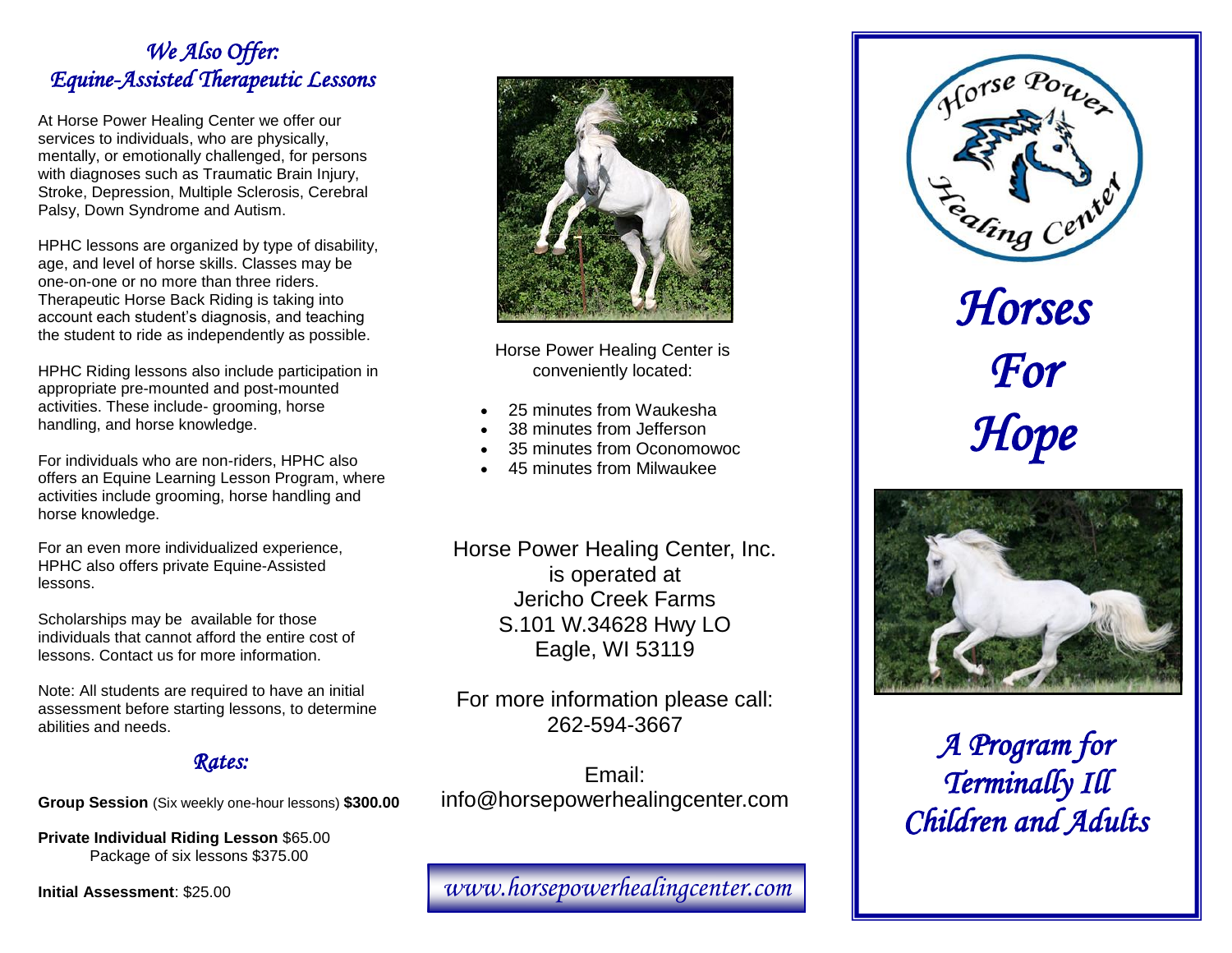## *We Also Offer: Equine-Assisted Therapeutic Lessons*

At Horse Power Healing Center we offer our services to individuals, who are physically, mentally, or emotionally challenged, for persons with diagnoses such as Traumatic Brain Injury, Stroke, Depression, Multiple Sclerosis, Cerebral Palsy, Down Syndrome and Autism.

HPHC lessons are organized by type of disability, age, and level of horse skills. Classes may be one-on-one or no more than three riders. Therapeutic Horse Back Riding is taking into account each student's diagnosis, and teaching the student to ride as independently as possible.

HPHC Riding lessons also include participation in appropriate pre-mounted and post-mounted activities. These include- grooming, horse handling, and horse knowledge.

For individuals who are non-riders, HPHC also offers an Equine Learning Lesson Program, where activities include grooming, horse handling and horse knowledge.

For an even more individualized experience, HPHC also offers private Equine-Assisted lessons.

Scholarships may be available for those individuals that cannot afford the entire cost of lessons. Contact us for more information.

Note: All students are required to have an initial assessment before starting lessons, to determine abilities and needs.

## *Rates:*

**Group Session** (Six weekly one-hour lessons) **$300.00**

**Private Individual Riding Lesson** $65.00
Package of six lessons $375.00

**Initial Assessment**: $25.00

Horse Power Healing Center is conveniently located:

- 25 minutes from Waukesha
- 38 minutes from Jefferson
- 35 minutes from Oconomowoc
- 45 minutes from Milwaukee

Horse Power Healing Center, Inc.
is operated at
Jericho Creek Farms
S.101 W.34628 Hwy LO
Eagle, WI 53119

For more information please call:
262-594-3667

Email:
info@horsepowerhealingcenter.com

*www.horsepowerhealingcenter.com*

Horse Power Healing Center

# *Horses For Hope*

## *A Program for Terminally Ill Children and Adults*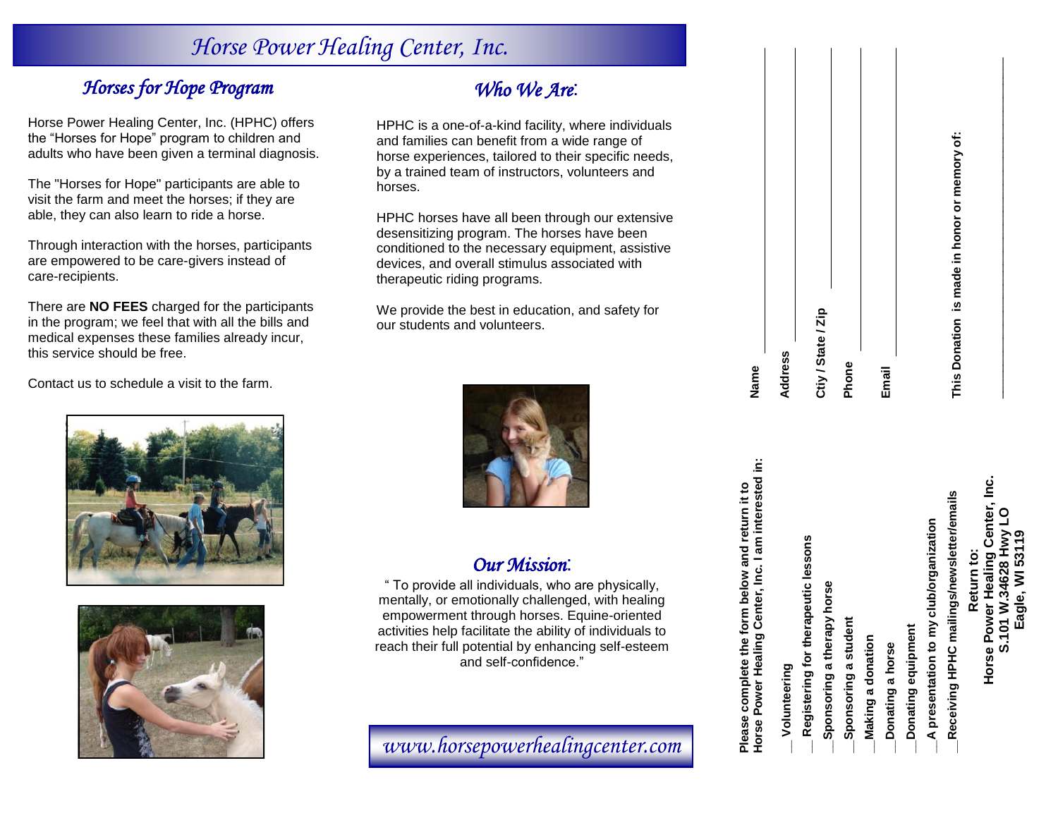# Horse Power Healing Center, Inc.

## Horses for Hope Program

Horse Power Healing Center, Inc. (HPHC) offers the "Horses for Hope" program to children and adults who have been given a terminal diagnosis.

The "Horses for Hope" participants are able to visit the farm and meet the horses; if they are able, they can also learn to ride a horse.

Through interaction with the horses, participants are empowered to be care-givers instead of care-recipients.

There are **NO FEES** charged for the participants in the program; we feel that with all the bills and medical expenses these families already incur, this service should be free.

Contact us to schedule a visit to the farm.

## Who We Are:

HPHC is a one-of-a-kind facility, where individuals and families can benefit from a wide range of horse experiences, tailored to their specific needs, by a trained team of instructors, volunteers and horses.

HPHC horses have all been through our extensive desensitizing program. The horses have been conditioned to the necessary equipment, assistive devices, and overall stimulus associated with therapeutic riding programs.

We provide the best in education, and safety for our students and volunteers.

## Our Mission:

" To provide all individuals, who are physically, mentally, or emotionally challenged, with healing empowerment through horses. Equine-oriented activities help facilitate the ability of individuals to reach their full potential by enhancing self-esteem and self-confidence."

www.horsepowerhealingcenter.com

**Please complete the form below and return it to Horse Power Healing Center, Inc. I am interested in:**

- __Volunteering
- __Registering for therapeutic lessons
- __Sponsoring a therapy horse
- __Sponsoring a student
- __Making a donation
- __Donating a horse
- __Donating equipment
- __A presentation to my club/organization
- __Receiving HPHC mailings/newsletter/emails

**Return to:**
**Horse Power Healing Center, Inc.**
**S.101 W.34628 Hwy LO**
**Eagle, WI 53119**

**Name** ____________________

**Address** ____________________

**Ctiy / State / Zip** ____________________

**Phone** ____________________

**Email** ____________________

**This Donation is made in honor or memory of:**

____________________